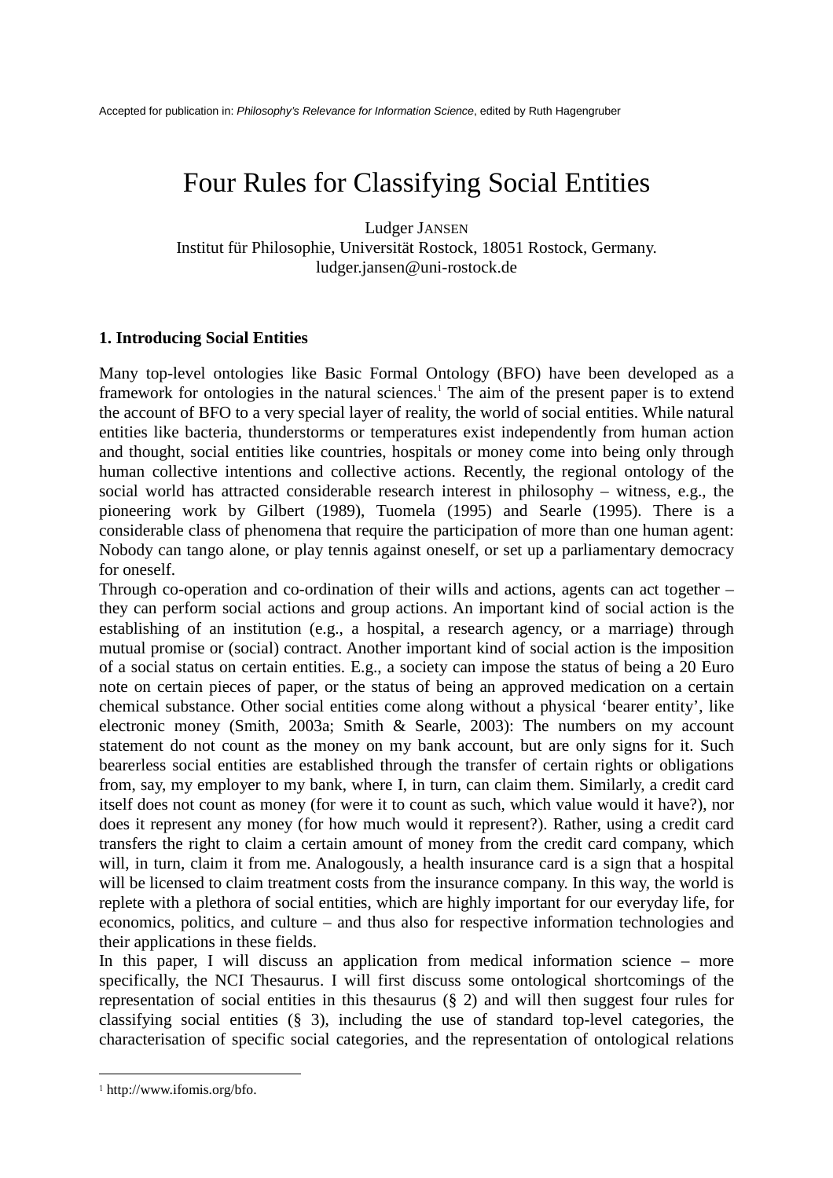Accepted for publication in: *Philosophy's Relevance for Information Science*, edited by Ruth Hagengruber

# Four Rules for Classifying Social Entities

Ludger JANSEN
Institut für Philosophie, Universität Rostock, 18051 Rostock, Germany.
ludger.jansen@uni-rostock.de

## 1. Introducing Social Entities

Many top-level ontologies like Basic Formal Ontology (BFO) have been developed as a framework for ontologies in the natural sciences.[1] The aim of the present paper is to extend the account of BFO to a very special layer of reality, the world of social entities. While natural entities like bacteria, thunderstorms or temperatures exist independently from human action and thought, social entities like countries, hospitals or money come into being only through human collective intentions and collective actions. Recently, the regional ontology of the social world has attracted considerable research interest in philosophy – witness, e.g., the pioneering work by Gilbert (1989), Tuomela (1995) and Searle (1995). There is a considerable class of phenomena that require the participation of more than one human agent: Nobody can tango alone, or play tennis against oneself, or set up a parliamentary democracy for oneself.

Through co-operation and co-ordination of their wills and actions, agents can act together – they can perform social actions and group actions. An important kind of social action is the establishing of an institution (e.g., a hospital, a research agency, or a marriage) through mutual promise or (social) contract. Another important kind of social action is the imposition of a social status on certain entities. E.g., a society can impose the status of being a 20 Euro note on certain pieces of paper, or the status of being an approved medication on a certain chemical substance. Other social entities come along without a physical 'bearer entity', like electronic money (Smith, 2003a; Smith & Searle, 2003): The numbers on my account statement do not count as the money on my bank account, but are only signs for it. Such bearerless social entities are established through the transfer of certain rights or obligations from, say, my employer to my bank, where I, in turn, can claim them. Similarly, a credit card itself does not count as money (for were it to count as such, which value would it have?), nor does it represent any money (for how much would it represent?). Rather, using a credit card transfers the right to claim a certain amount of money from the credit card company, which will, in turn, claim it from me. Analogously, a health insurance card is a sign that a hospital will be licensed to claim treatment costs from the insurance company. In this way, the world is replete with a plethora of social entities, which are highly important for our everyday life, for economics, politics, and culture – and thus also for respective information technologies and their applications in these fields.

In this paper, I will discuss an application from medical information science – more specifically, the NCI Thesaurus. I will first discuss some ontological shortcomings of the representation of social entities in this thesaurus (§ 2) and will then suggest four rules for classifying social entities (§ 3), including the use of standard top-level categories, the characterisation of specific social categories, and the representation of ontological relations

[1] http://www.ifomis.org/bfo.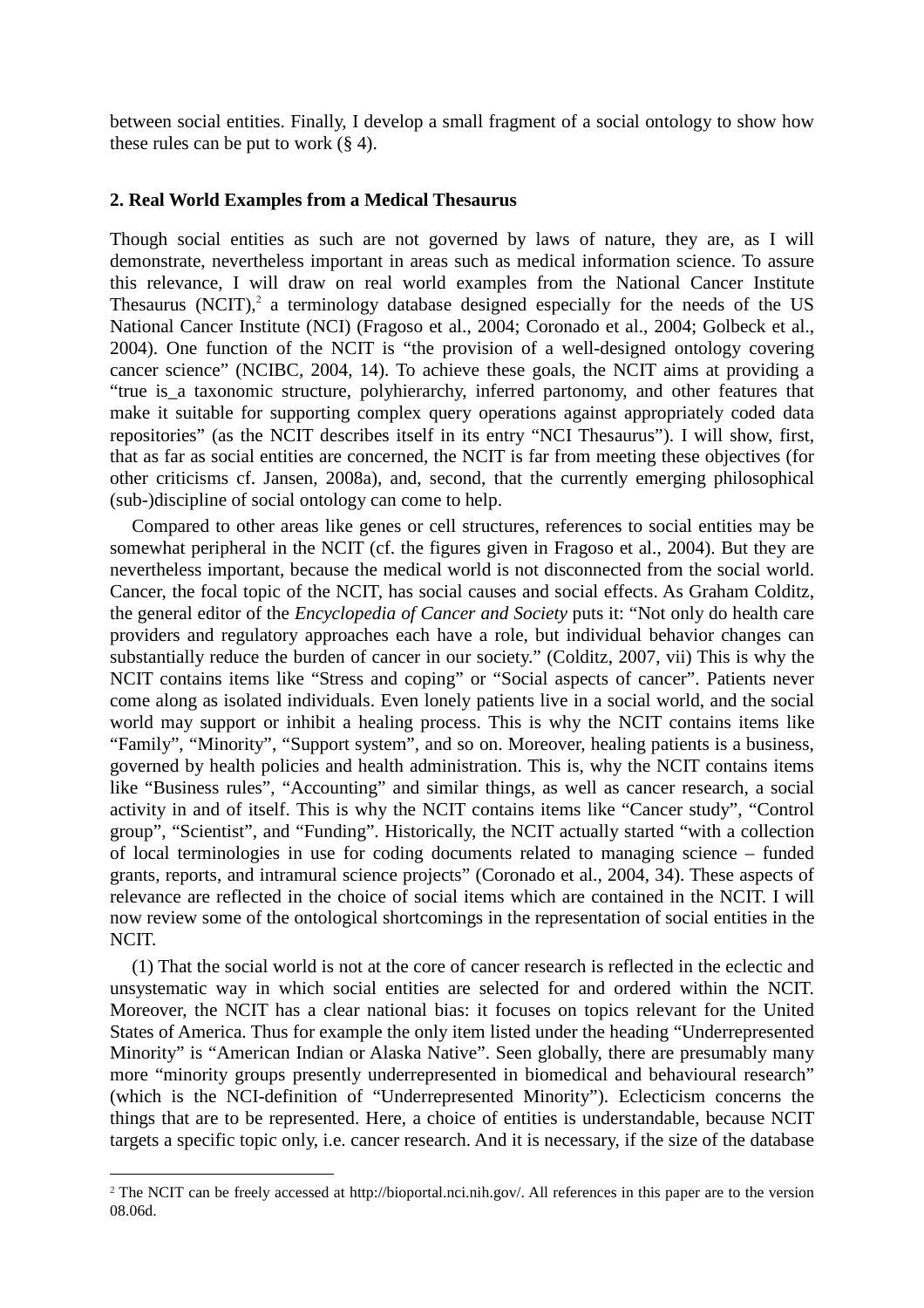between social entities. Finally, I develop a small fragment of a social ontology to show how these rules can be put to work (§ 4).

## 2. Real World Examples from a Medical Thesaurus

Though social entities as such are not governed by laws of nature, they are, as I will demonstrate, nevertheless important in areas such as medical information science. To assure this relevance, I will draw on real world examples from the National Cancer Institute Thesaurus (NCIT),[2] a terminology database designed especially for the needs of the US National Cancer Institute (NCI) (Fragoso et al., 2004; Coronado et al., 2004; Golbeck et al., 2004). One function of the NCIT is "the provision of a well-designed ontology covering cancer science" (NCIBC, 2004, 14). To achieve these goals, the NCIT aims at providing a "true is_a taxonomic structure, polyhierarchy, inferred partonomy, and other features that make it suitable for supporting complex query operations against appropriately coded data repositories" (as the NCIT describes itself in its entry "NCI Thesaurus"). I will show, first, that as far as social entities are concerned, the NCIT is far from meeting these objectives (for other criticisms cf. Jansen, 2008a), and, second, that the currently emerging philosophical (sub-)discipline of social ontology can come to help.

Compared to other areas like genes or cell structures, references to social entities may be somewhat peripheral in the NCIT (cf. the figures given in Fragoso et al., 2004). But they are nevertheless important, because the medical world is not disconnected from the social world. Cancer, the focal topic of the NCIT, has social causes and social effects. As Graham Colditz, the general editor of the *Encyclopedia of Cancer and Society* puts it: "Not only do health care providers and regulatory approaches each have a role, but individual behavior changes can substantially reduce the burden of cancer in our society." (Colditz, 2007, vii) This is why the NCIT contains items like "Stress and coping" or "Social aspects of cancer". Patients never come along as isolated individuals. Even lonely patients live in a social world, and the social world may support or inhibit a healing process. This is why the NCIT contains items like "Family", "Minority", "Support system", and so on. Moreover, healing patients is a business, governed by health policies and health administration. This is, why the NCIT contains items like "Business rules", "Accounting" and similar things, as well as cancer research, a social activity in and of itself. This is why the NCIT contains items like "Cancer study", "Control group", "Scientist", and "Funding". Historically, the NCIT actually started "with a collection of local terminologies in use for coding documents related to managing science – funded grants, reports, and intramural science projects" (Coronado et al., 2004, 34). These aspects of relevance are reflected in the choice of social items which are contained in the NCIT. I will now review some of the ontological shortcomings in the representation of social entities in the NCIT.

(1) That the social world is not at the core of cancer research is reflected in the eclectic and unsystematic way in which social entities are selected for and ordered within the NCIT. Moreover, the NCIT has a clear national bias: it focuses on topics relevant for the United States of America. Thus for example the only item listed under the heading "Underrepresented Minority" is "American Indian or Alaska Native". Seen globally, there are presumably many more "minority groups presently underrepresented in biomedical and behavioural research" (which is the NCI-definition of "Underrepresented Minority"). Eclecticism concerns the things that are to be represented. Here, a choice of entities is understandable, because NCIT targets a specific topic only, i.e. cancer research. And it is necessary, if the size of the database

[2] The NCIT can be freely accessed at http://bioportal.nci.nih.gov/. All references in this paper are to the version 08.06d.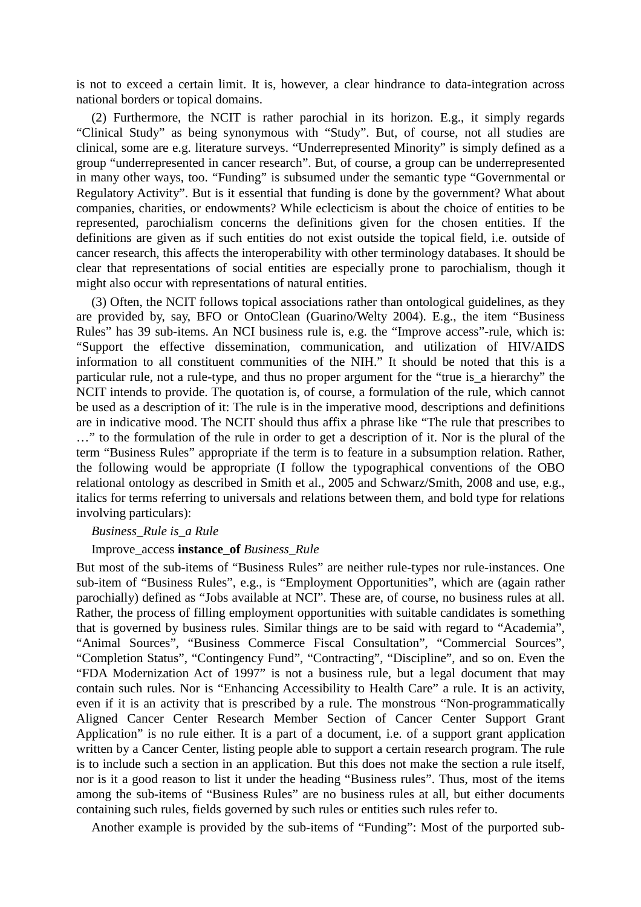is not to exceed a certain limit. It is, however, a clear hindrance to data-integration across national borders or topical domains.

(2) Furthermore, the NCIT is rather parochial in its horizon. E.g., it simply regards "Clinical Study" as being synonymous with "Study". But, of course, not all studies are clinical, some are e.g. literature surveys. "Underrepresented Minority" is simply defined as a group "underrepresented in cancer research". But, of course, a group can be underrepresented in many other ways, too. "Funding" is subsumed under the semantic type "Governmental or Regulatory Activity". But is it essential that funding is done by the government? What about companies, charities, or endowments? While eclecticism is about the choice of entities to be represented, parochialism concerns the definitions given for the chosen entities. If the definitions are given as if such entities do not exist outside the topical field, i.e. outside of cancer research, this affects the interoperability with other terminology databases. It should be clear that representations of social entities are especially prone to parochialism, though it might also occur with representations of natural entities.

(3) Often, the NCIT follows topical associations rather than ontological guidelines, as they are provided by, say, BFO or OntoClean (Guarino/Welty 2004). E.g., the item "Business Rules" has 39 sub-items. An NCI business rule is, e.g. the "Improve access"-rule, which is: "Support the effective dissemination, communication, and utilization of HIV/AIDS information to all constituent communities of the NIH." It should be noted that this is a particular rule, not a rule-type, and thus no proper argument for the "true is_a hierarchy" the NCIT intends to provide. The quotation is, of course, a formulation of the rule, which cannot be used as a description of it: The rule is in the imperative mood, descriptions and definitions are in indicative mood. The NCIT should thus affix a phrase like "The rule that prescribes to …" to the formulation of the rule in order to get a description of it. Nor is the plural of the term "Business Rules" appropriate if the term is to feature in a subsumption relation. Rather, the following would be appropriate (I follow the typographical conventions of the OBO relational ontology as described in Smith et al., 2005 and Schwarz/Smith, 2008 and use, e.g., italics for terms referring to universals and relations between them, and bold type for relations involving particulars):

*Business_Rule is_a Rule*

Improve_access **instance_of** *Business_Rule*

But most of the sub-items of "Business Rules" are neither rule-types nor rule-instances. One sub-item of "Business Rules", e.g., is "Employment Opportunities", which are (again rather parochially) defined as "Jobs available at NCI". These are, of course, no business rules at all. Rather, the process of filling employment opportunities with suitable candidates is something that is governed by business rules. Similar things are to be said with regard to "Academia", "Animal Sources", "Business Commerce Fiscal Consultation", "Commercial Sources", "Completion Status", "Contingency Fund", "Contracting", "Discipline", and so on. Even the "FDA Modernization Act of 1997" is not a business rule, but a legal document that may contain such rules. Nor is "Enhancing Accessibility to Health Care" a rule. It is an activity, even if it is an activity that is prescribed by a rule. The monstrous "Non-programmatically Aligned Cancer Center Research Member Section of Cancer Center Support Grant Application" is no rule either. It is a part of a document, i.e. of a support grant application written by a Cancer Center, listing people able to support a certain research program. The rule is to include such a section in an application. But this does not make the section a rule itself, nor is it a good reason to list it under the heading "Business rules". Thus, most of the items among the sub-items of "Business Rules" are no business rules at all, but either documents containing such rules, fields governed by such rules or entities such rules refer to.

Another example is provided by the sub-items of "Funding": Most of the purported sub-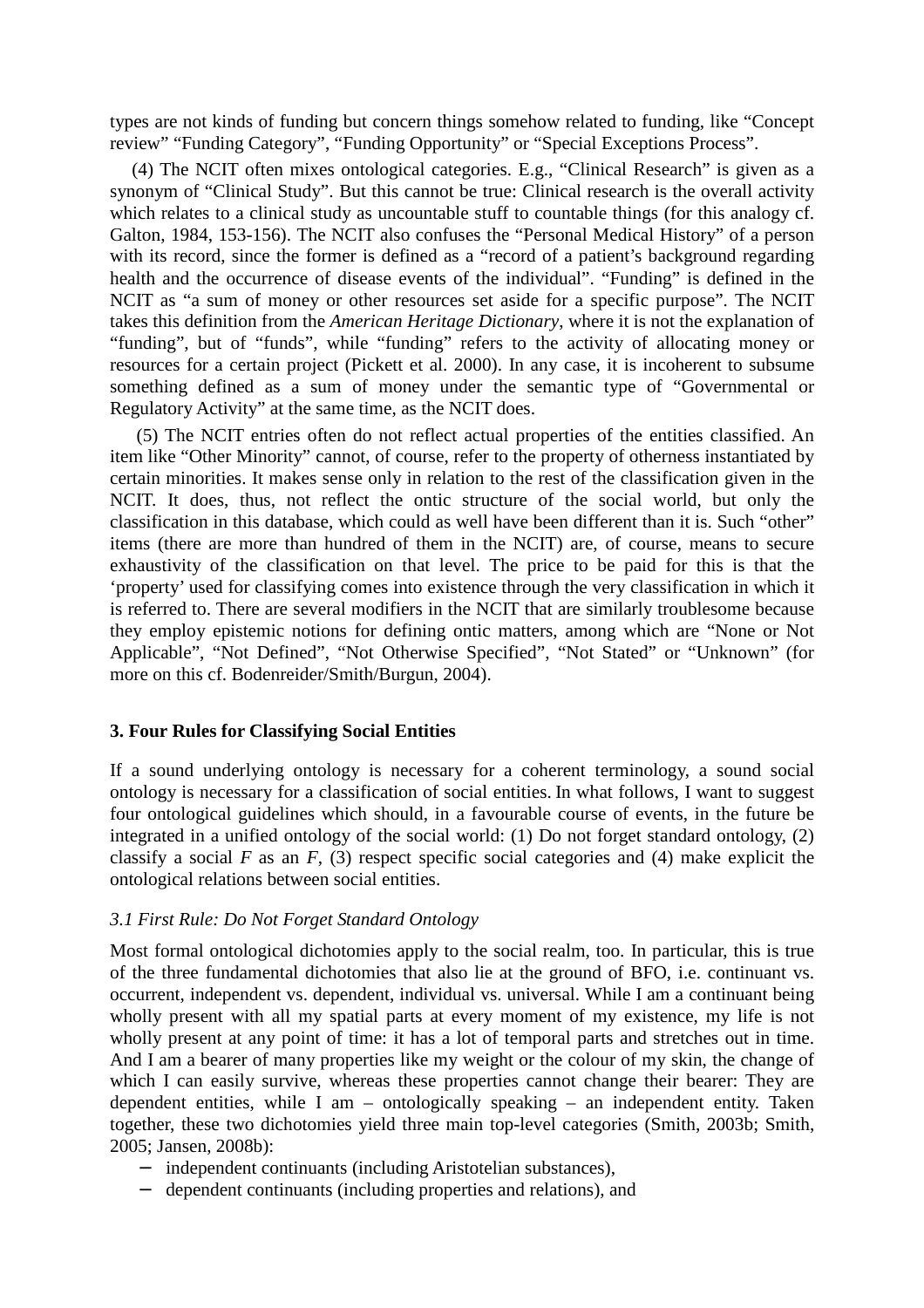types are not kinds of funding but concern things somehow related to funding, like "Concept review" "Funding Category", "Funding Opportunity" or "Special Exceptions Process".

(4) The NCIT often mixes ontological categories. E.g., "Clinical Research" is given as a synonym of "Clinical Study". But this cannot be true: Clinical research is the overall activity which relates to a clinical study as uncountable stuff to countable things (for this analogy cf. Galton, 1984, 153-156). The NCIT also confuses the "Personal Medical History" of a person with its record, since the former is defined as a "record of a patient's background regarding health and the occurrence of disease events of the individual". "Funding" is defined in the NCIT as "a sum of money or other resources set aside for a specific purpose". The NCIT takes this definition from the *American Heritage Dictionary*, where it is not the explanation of "funding", but of "funds", while "funding" refers to the activity of allocating money or resources for a certain project (Pickett et al. 2000). In any case, it is incoherent to subsume something defined as a sum of money under the semantic type of "Governmental or Regulatory Activity" at the same time, as the NCIT does.

(5) The NCIT entries often do not reflect actual properties of the entities classified. An item like "Other Minority" cannot, of course, refer to the property of otherness instantiated by certain minorities. It makes sense only in relation to the rest of the classification given in the NCIT. It does, thus, not reflect the ontic structure of the social world, but only the classification in this database, which could as well have been different than it is. Such "other" items (there are more than hundred of them in the NCIT) are, of course, means to secure exhaustivity of the classification on that level. The price to be paid for this is that the 'property' used for classifying comes into existence through the very classification in which it is referred to. There are several modifiers in the NCIT that are similarly troublesome because they employ epistemic notions for defining ontic matters, among which are "None or Not Applicable", "Not Defined", "Not Otherwise Specified", "Not Stated" or "Unknown" (for more on this cf. Bodenreider/Smith/Burgun, 2004).

## 3. Four Rules for Classifying Social Entities

If a sound underlying ontology is necessary for a coherent terminology, a sound social ontology is necessary for a classification of social entities. In what follows, I want to suggest four ontological guidelines which should, in a favourable course of events, in the future be integrated in a unified ontology of the social world: (1) Do not forget standard ontology, (2) classify a social *F* as an *F*, (3) respect specific social categories and (4) make explicit the ontological relations between social entities.

### *3.1 First Rule: Do Not Forget Standard Ontology*

Most formal ontological dichotomies apply to the social realm, too. In particular, this is true of the three fundamental dichotomies that also lie at the ground of BFO, i.e. continuant vs. occurrent, independent vs. dependent, individual vs. universal. While I am a continuant being wholly present with all my spatial parts at every moment of my existence, my life is not wholly present at any point of time: it has a lot of temporal parts and stretches out in time. And I am a bearer of many properties like my weight or the colour of my skin, the change of which I can easily survive, whereas these properties cannot change their bearer: They are dependent entities, while I am – ontologically speaking – an independent entity. Taken together, these two dichotomies yield three main top-level categories (Smith, 2003b; Smith, 2005; Jansen, 2008b):

- independent continuants (including Aristotelian substances),
- dependent continuants (including properties and relations), and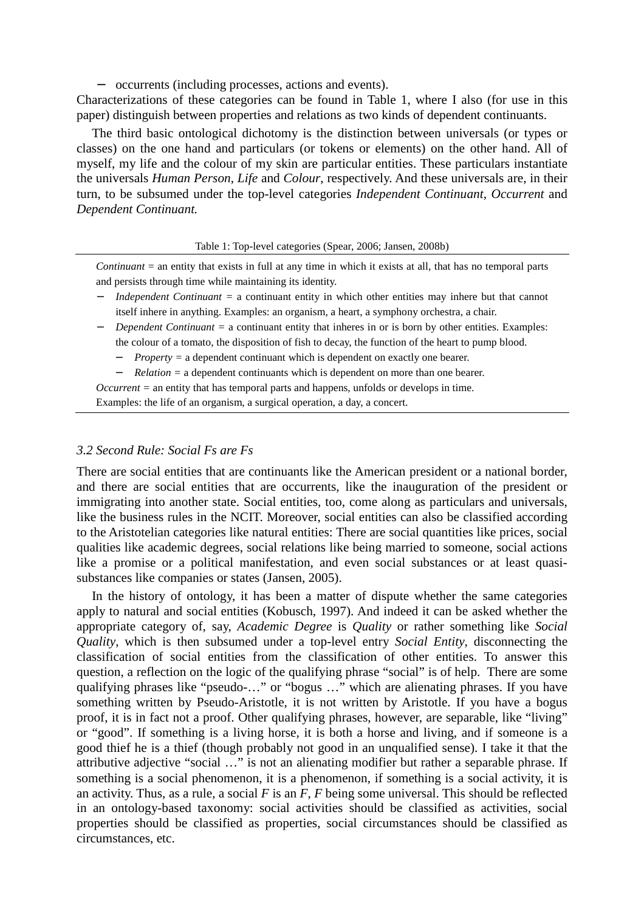- occurrents (including processes, actions and events).

Characterizations of these categories can be found in Table 1, where I also (for use in this paper) distinguish between properties and relations as two kinds of dependent continuants.

The third basic ontological dichotomy is the distinction between universals (or types or classes) on the one hand and particulars (or tokens or elements) on the other hand. All of myself, my life and the colour of my skin are particular entities. These particulars instantiate the universals *Human Person*, *Life* and *Colour*, respectively. And these universals are, in their turn, to be subsumed under the top-level categories *Independent Continuant*, *Occurrent* and *Dependent Continuant.*

Table 1: Top-level categories (Spear, 2006; Jansen, 2008b)

*Continuant* = an entity that exists in full at any time in which it exists at all, that has no temporal parts and persists through time while maintaining its identity.

- *Independent Continuant* = a continuant entity in which other entities may inhere but that cannot itself inhere in anything. Examples: an organism, a heart, a symphony orchestra, a chair.
- *Dependent Continuant* = a continuant entity that inheres in or is born by other entities. Examples: the colour of a tomato, the disposition of fish to decay, the function of the heart to pump blood.
  - *Property* = a dependent continuant which is dependent on exactly one bearer.
  - *Relation* = a dependent continuants which is dependent on more than one bearer.

*Occurrent* = an entity that has temporal parts and happens, unfolds or develops in time.
Examples: the life of an organism, a surgical operation, a day, a concert.

### *3.2 Second Rule: Social Fs are Fs*

There are social entities that are continuants like the American president or a national border, and there are social entities that are occurrents, like the inauguration of the president or immigrating into another state. Social entities, too, come along as particulars and universals, like the business rules in the NCIT. Moreover, social entities can also be classified according to the Aristotelian categories like natural entities: There are social quantities like prices, social qualities like academic degrees, social relations like being married to someone, social actions like a promise or a political manifestation, and even social substances or at least quasi-substances like companies or states (Jansen, 2005).

In the history of ontology, it has been a matter of dispute whether the same categories apply to natural and social entities (Kobusch, 1997). And indeed it can be asked whether the appropriate category of, say, *Academic Degree* is *Quality* or rather something like *Social Quality*, which is then subsumed under a top-level entry *Social Entity*, disconnecting the classification of social entities from the classification of other entities. To answer this question, a reflection on the logic of the qualifying phrase "social" is of help. There are some qualifying phrases like "pseudo-…" or "bogus …" which are alienating phrases. If you have something written by Pseudo-Aristotle, it is not written by Aristotle. If you have a bogus proof, it is in fact not a proof. Other qualifying phrases, however, are separable, like "living" or "good". If something is a living horse, it is both a horse and living, and if someone is a good thief he is a thief (though probably not good in an unqualified sense). I take it that the attributive adjective "social …" is not an alienating modifier but rather a separable phrase. If something is a social phenomenon, it is a phenomenon, if something is a social activity, it is an activity. Thus, as a rule, a social $F$ is an $F$, $F$ being some universal. This should be reflected in an ontology-based taxonomy: social activities should be classified as activities, social properties should be classified as properties, social circumstances should be classified as circumstances, etc.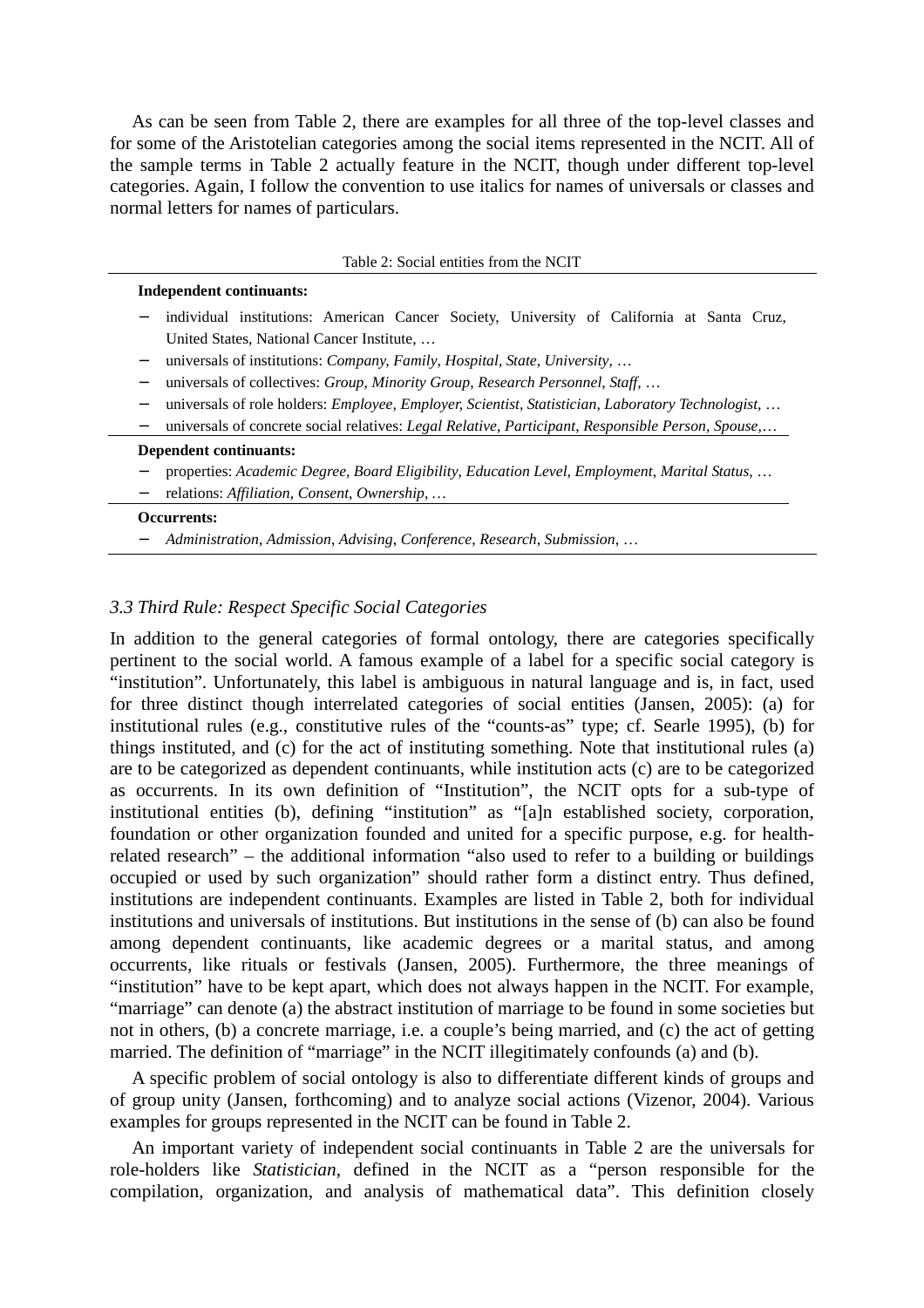As can be seen from Table 2, there are examples for all three of the top-level classes and for some of the Aristotelian categories among the social items represented in the NCIT. All of the sample terms in Table 2 actually feature in the NCIT, though under different top-level categories. Again, I follow the convention to use italics for names of universals or classes and normal letters for names of particulars.

Table 2: Social entities from the NCIT

**Independent continuants:**

- individual institutions: American Cancer Society, University of California at Santa Cruz, United States, National Cancer Institute, …
- universals of institutions: *Company, Family, Hospital, State, University*, …
- universals of collectives: *Group, Minority Group, Research Personnel, Staff*, …
- universals of role holders: *Employee, Employer, Scientist, Statistician, Laboratory Technologist*, …
- universals of concrete social relatives: *Legal Relative, Participant, Responsible Person, Spouse*,…

**Dependent continuants:**

- properties: *Academic Degree, Board Eligibility, Education Level, Employment, Marital Status*, …
- relations: *Affiliation, Consent, Ownership*, …

**Occurrents:**

- *Administration, Admission, Advising, Conference, Research, Submission*, …

### *3.3 Third Rule: Respect Specific Social Categories*

In addition to the general categories of formal ontology, there are categories specifically pertinent to the social world. A famous example of a label for a specific social category is "institution". Unfortunately, this label is ambiguous in natural language and is, in fact, used for three distinct though interrelated categories of social entities (Jansen, 2005): (a) for institutional rules (e.g., constitutive rules of the "counts-as" type; cf. Searle 1995), (b) for things instituted, and (c) for the act of instituting something. Note that institutional rules (a) are to be categorized as dependent continuants, while institution acts (c) are to be categorized as occurrents. In its own definition of "Institution", the NCIT opts for a sub-type of institutional entities (b), defining "institution" as "[a]n established society, corporation, foundation or other organization founded and united for a specific purpose, e.g. for health-related research" – the additional information "also used to refer to a building or buildings occupied or used by such organization" should rather form a distinct entry. Thus defined, institutions are independent continuants. Examples are listed in Table 2, both for individual institutions and universals of institutions. But institutions in the sense of (b) can also be found among dependent continuants, like academic degrees or a marital status, and among occurrents, like rituals or festivals (Jansen, 2005). Furthermore, the three meanings of "institution" have to be kept apart, which does not always happen in the NCIT. For example, "marriage" can denote (a) the abstract institution of marriage to be found in some societies but not in others, (b) a concrete marriage, i.e. a couple's being married, and (c) the act of getting married. The definition of "marriage" in the NCIT illegitimately confounds (a) and (b).

A specific problem of social ontology is also to differentiate different kinds of groups and of group unity (Jansen, forthcoming) and to analyze social actions (Vizenor, 2004). Various examples for groups represented in the NCIT can be found in Table 2.

An important variety of independent social continuants in Table 2 are the universals for role-holders like *Statistician*, defined in the NCIT as a "person responsible for the compilation, organization, and analysis of mathematical data". This definition closely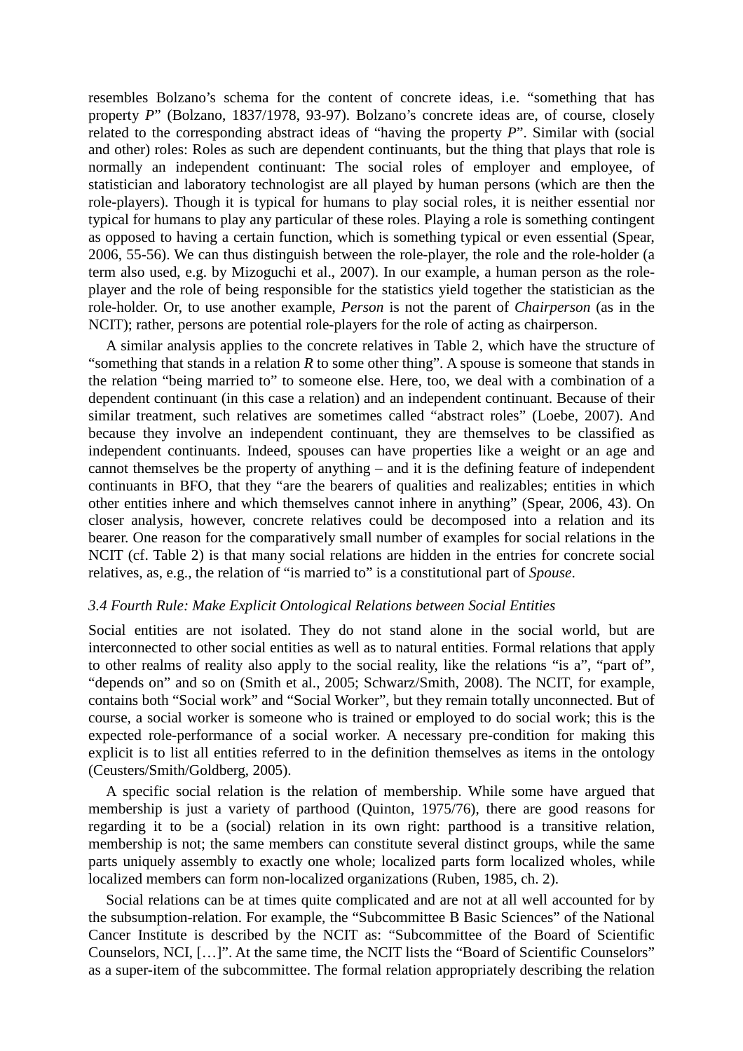resembles Bolzano's schema for the content of concrete ideas, i.e. "something that has property *P*" (Bolzano, 1837/1978, 93-97). Bolzano's concrete ideas are, of course, closely related to the corresponding abstract ideas of "having the property *P*". Similar with (social and other) roles: Roles as such are dependent continuants, but the thing that plays that role is normally an independent continuant: The social roles of employer and employee, of statistician and laboratory technologist are all played by human persons (which are then the role-players). Though it is typical for humans to play social roles, it is neither essential nor typical for humans to play any particular of these roles. Playing a role is something contingent as opposed to having a certain function, which is something typical or even essential (Spear, 2006, 55-56). We can thus distinguish between the role-player, the role and the role-holder (a term also used, e.g. by Mizoguchi et al., 2007). In our example, a human person as the role-player and the role of being responsible for the statistics yield together the statistician as the role-holder. Or, to use another example, *Person* is not the parent of *Chairperson* (as in the NCIT); rather, persons are potential role-players for the role of acting as chairperson.

A similar analysis applies to the concrete relatives in Table 2, which have the structure of "something that stands in a relation *R* to some other thing". A spouse is someone that stands in the relation "being married to" to someone else. Here, too, we deal with a combination of a dependent continuant (in this case a relation) and an independent continuant. Because of their similar treatment, such relatives are sometimes called "abstract roles" (Loebe, 2007). And because they involve an independent continuant, they are themselves to be classified as independent continuants. Indeed, spouses can have properties like a weight or an age and cannot themselves be the property of anything – and it is the defining feature of independent continuants in BFO, that they "are the bearers of qualities and realizables; entities in which other entities inhere and which themselves cannot inhere in anything" (Spear, 2006, 43). On closer analysis, however, concrete relatives could be decomposed into a relation and its bearer. One reason for the comparatively small number of examples for social relations in the NCIT (cf. Table 2) is that many social relations are hidden in the entries for concrete social relatives, as, e.g., the relation of "is married to" is a constitutional part of *Spouse*.

### *3.4 Fourth Rule: Make Explicit Ontological Relations between Social Entities*

Social entities are not isolated. They do not stand alone in the social world, but are interconnected to other social entities as well as to natural entities. Formal relations that apply to other realms of reality also apply to the social reality, like the relations "is a", "part of", "depends on" and so on (Smith et al., 2005; Schwarz/Smith, 2008). The NCIT, for example, contains both "Social work" and "Social Worker", but they remain totally unconnected. But of course, a social worker is someone who is trained or employed to do social work; this is the expected role-performance of a social worker. A necessary pre-condition for making this explicit is to list all entities referred to in the definition themselves as items in the ontology (Ceusters/Smith/Goldberg, 2005).

A specific social relation is the relation of membership. While some have argued that membership is just a variety of parthood (Quinton, 1975/76), there are good reasons for regarding it to be a (social) relation in its own right: parthood is a transitive relation, membership is not; the same members can constitute several distinct groups, while the same parts uniquely assembly to exactly one whole; localized parts form localized wholes, while localized members can form non-localized organizations (Ruben, 1985, ch. 2).

Social relations can be at times quite complicated and are not at all well accounted for by the subsumption-relation. For example, the "Subcommittee B Basic Sciences" of the National Cancer Institute is described by the NCIT as: "Subcommittee of the Board of Scientific Counselors, NCI, […]". At the same time, the NCIT lists the "Board of Scientific Counselors" as a super-item of the subcommittee. The formal relation appropriately describing the relation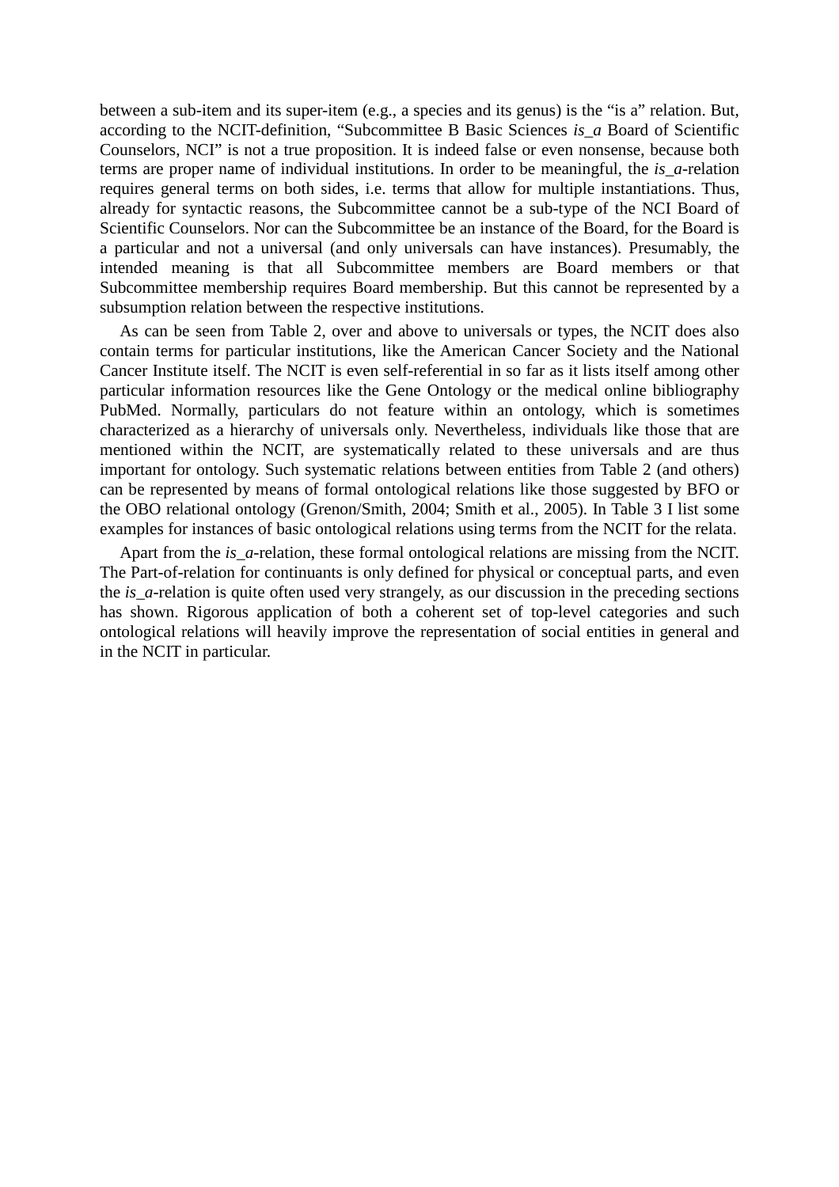between a sub-item and its super-item (e.g., a species and its genus) is the “is a” relation. But, according to the NCIT-definition, “Subcommittee B Basic Sciences *is_a* Board of Scientific Counselors, NCI” is not a true proposition. It is indeed false or even nonsense, because both terms are proper name of individual institutions. In order to be meaningful, the *is_a*-relation requires general terms on both sides, i.e. terms that allow for multiple instantiations. Thus, already for syntactic reasons, the Subcommittee cannot be a sub-type of the NCI Board of Scientific Counselors. Nor can the Subcommittee be an instance of the Board, for the Board is a particular and not a universal (and only universals can have instances). Presumably, the intended meaning is that all Subcommittee members are Board members or that Subcommittee membership requires Board membership. But this cannot be represented by a subsumption relation between the respective institutions.

As can be seen from Table 2, over and above to universals or types, the NCIT does also contain terms for particular institutions, like the American Cancer Society and the National Cancer Institute itself. The NCIT is even self-referential in so far as it lists itself among other particular information resources like the Gene Ontology or the medical online bibliography PubMed. Normally, particulars do not feature within an ontology, which is sometimes characterized as a hierarchy of universals only. Nevertheless, individuals like those that are mentioned within the NCIT, are systematically related to these universals and are thus important for ontology. Such systematic relations between entities from Table 2 (and others) can be represented by means of formal ontological relations like those suggested by BFO or the OBO relational ontology (Grenon/Smith, 2004; Smith et al., 2005). In Table 3 I list some examples for instances of basic ontological relations using terms from the NCIT for the relata.

Apart from the *is_a*-relation, these formal ontological relations are missing from the NCIT. The Part-of-relation for continuants is only defined for physical or conceptual parts, and even the *is_a*-relation is quite often used very strangely, as our discussion in the preceding sections has shown. Rigorous application of both a coherent set of top-level categories and such ontological relations will heavily improve the representation of social entities in general and in the NCIT in particular.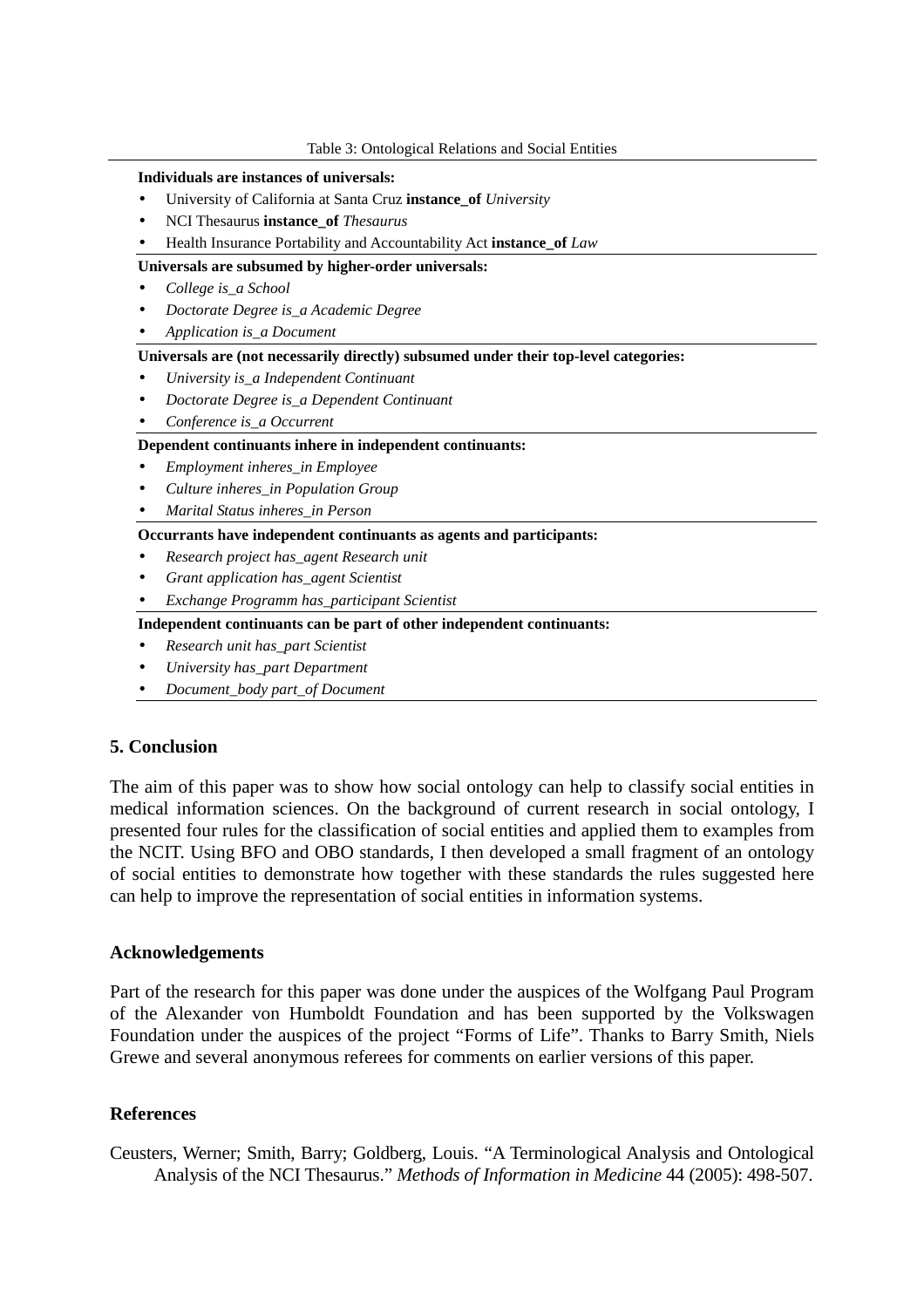Table 3: Ontological Relations and Social Entities

**Individuals are instances of universals:**

- University of California at Santa Cruz **instance_of** *University*
- NCI Thesaurus **instance_of** *Thesaurus*
- Health Insurance Portability and Accountability Act **instance_of** *Law*

**Universals are subsumed by higher-order universals:**

- *College is_a School*
- *Doctorate Degree is_a Academic Degree*
- *Application is_a Document*

**Universals are (not necessarily directly) subsumed under their top-level categories:**

- *University is_a Independent Continuant*
- *Doctorate Degree is_a Dependent Continuant*
- *Conference is_a Occurrent*

**Dependent continuants inhere in independent continuants:**

- *Employment inheres_in Employee*
- *Culture inheres_in Population Group*
- *Marital Status inheres_in Person*

**Occurrants have independent continuants as agents and participants:**

- *Research project has_agent Research unit*
- *Grant application has_agent Scientist*
- *Exchange Programm has_participant Scientist*

**Independent continuants can be part of other independent continuants:**

- *Research unit has_part Scientist*
- *University has_part Department*
- *Document_body part_of Document*

## 5. Conclusion

The aim of this paper was to show how social ontology can help to classify social entities in medical information sciences. On the background of current research in social ontology, I presented four rules for the classification of social entities and applied them to examples from the NCIT. Using BFO and OBO standards, I then developed a small fragment of an ontology of social entities to demonstrate how together with these standards the rules suggested here can help to improve the representation of social entities in information systems.

## Acknowledgements

Part of the research for this paper was done under the auspices of the Wolfgang Paul Program of the Alexander von Humboldt Foundation and has been supported by the Volkswagen Foundation under the auspices of the project "Forms of Life". Thanks to Barry Smith, Niels Grewe and several anonymous referees for comments on earlier versions of this paper.

## References

Ceusters, Werner; Smith, Barry; Goldberg, Louis. "A Terminological Analysis and Ontological Analysis of the NCI Thesaurus." *Methods of Information in Medicine* 44 (2005): 498-507.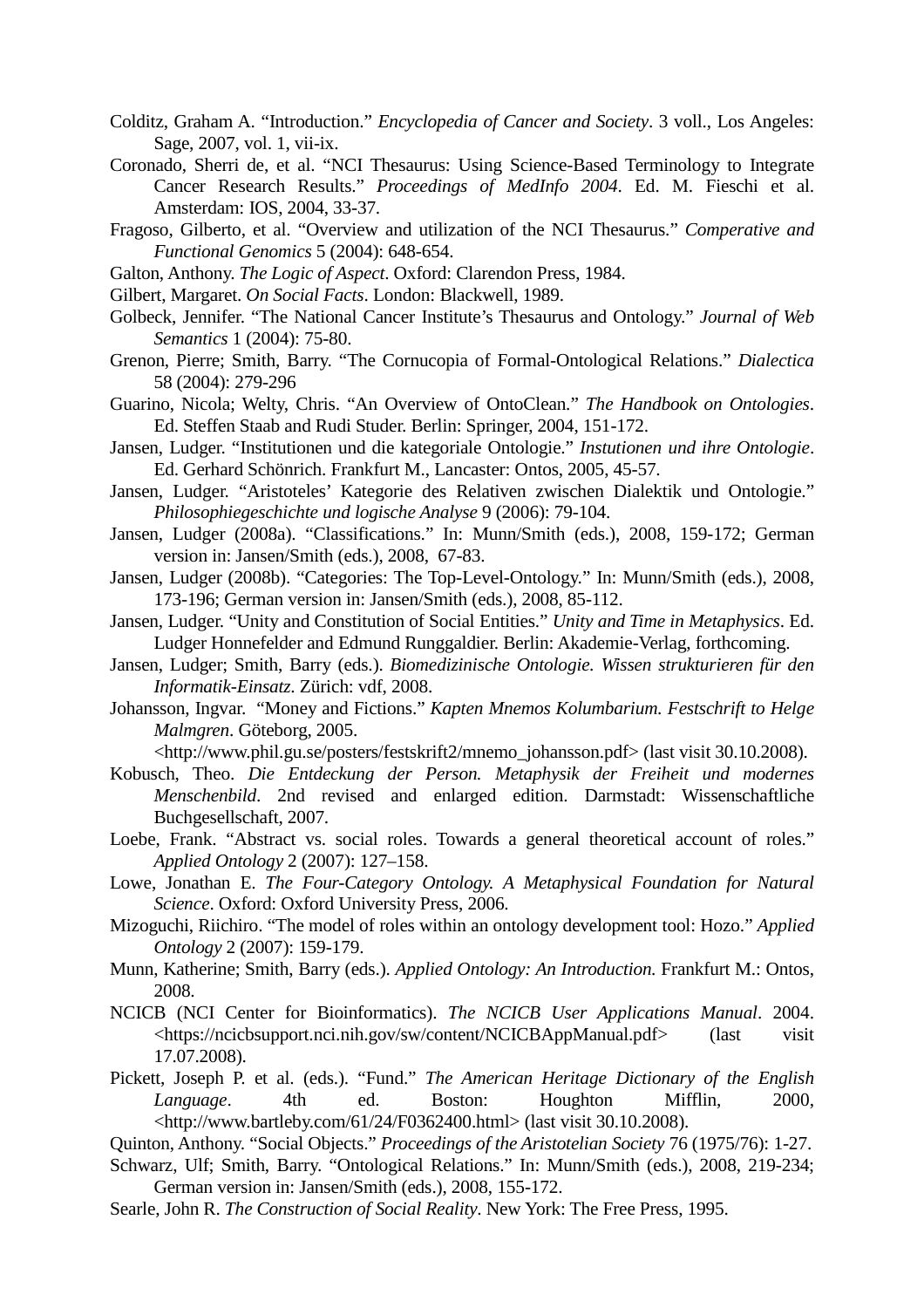Colditz, Graham A. “Introduction.” *Encyclopedia of Cancer and Society*. 3 voll., Los Angeles: Sage, 2007, vol. 1, vii-ix.

Coronado, Sherri de, et al. “NCI Thesaurus: Using Science-Based Terminology to Integrate Cancer Research Results.” *Proceedings of MedInfo 2004*. Ed. M. Fieschi et al. Amsterdam: IOS, 2004, 33-37.

Fragoso, Gilberto, et al. “Overview and utilization of the NCI Thesaurus.” *Comperative and Functional Genomics* 5 (2004): 648-654.

Galton, Anthony. *The Logic of Aspect*. Oxford: Clarendon Press, 1984.

Gilbert, Margaret. *On Social Facts*. London: Blackwell, 1989.

Golbeck, Jennifer. “The National Cancer Institute’s Thesaurus and Ontology.” *Journal of Web Semantics* 1 (2004): 75-80.

Grenon, Pierre; Smith, Barry. “The Cornucopia of Formal-Ontological Relations.” *Dialectica* 58 (2004): 279-296

Guarino, Nicola; Welty, Chris. “An Overview of OntoClean.” *The Handbook on Ontologies*. Ed. Steffen Staab and Rudi Studer. Berlin: Springer, 2004, 151-172.

Jansen, Ludger. “Institutionen und die kategoriale Ontologie.” *Instutionen und ihre Ontologie*. Ed. Gerhard Schönrich. Frankfurt M., Lancaster: Ontos, 2005, 45-57.

Jansen, Ludger. “Aristoteles’ Kategorie des Relativen zwischen Dialektik und Ontologie.” *Philosophiegeschichte und logische Analyse* 9 (2006): 79-104.

Jansen, Ludger (2008a). “Classifications.” In: Munn/Smith (eds.), 2008, 159-172; German version in: Jansen/Smith (eds.), 2008, 67-83.

Jansen, Ludger (2008b). “Categories: The Top-Level-Ontology.” In: Munn/Smith (eds.), 2008, 173-196; German version in: Jansen/Smith (eds.), 2008, 85-112.

Jansen, Ludger. “Unity and Constitution of Social Entities.” *Unity and Time in Metaphysics*. Ed. Ludger Honnefelder and Edmund Runggaldier. Berlin: Akademie-Verlag, forthcoming.

Jansen, Ludger; Smith, Barry (eds.). *Biomedizinische Ontologie. Wissen strukturieren für den Informatik-Einsatz*. Zürich: vdf, 2008.

Johansson, Ingvar. “Money and Fictions.” *Kapten Mnemos Kolumbarium. Festschrift to Helge Malmgren*. Göteborg, 2005. <http://www.phil.gu.se/posters/festskrift2/mnemo_johansson.pdf> (last visit 30.10.2008).

Kobusch, Theo. *Die Entdeckung der Person. Metaphysik der Freiheit und modernes Menschenbild*. 2nd revised and enlarged edition. Darmstadt: Wissenschaftliche Buchgesellschaft, 2007.

Loebe, Frank. “Abstract vs. social roles. Towards a general theoretical account of roles.” *Applied Ontology* 2 (2007): 127–158.

Lowe, Jonathan E. *The Four-Category Ontology. A Metaphysical Foundation for Natural Science*. Oxford: Oxford University Press, 2006.

Mizoguchi, Riichiro. “The model of roles within an ontology development tool: Hozo.” *Applied Ontology* 2 (2007): 159-179.

Munn, Katherine; Smith, Barry (eds.). *Applied Ontology: An Introduction.* Frankfurt M.: Ontos, 2008.

NCICB (NCI Center for Bioinformatics). *The NCICB User Applications Manual*. 2004. <https://ncicbsupport.nci.nih.gov/sw/content/NCICBAppManual.pdf> (last visit 17.07.2008).

Pickett, Joseph P. et al. (eds.). “Fund.” *The American Heritage Dictionary of the English Language*. 4th ed. Boston: Houghton Mifflin, 2000, <http://www.bartleby.com/61/24/F0362400.html> (last visit 30.10.2008).

Quinton, Anthony. “Social Objects.” *Proceedings of the Aristotelian Society* 76 (1975/76): 1-27.

Schwarz, Ulf; Smith, Barry. “Ontological Relations.” In: Munn/Smith (eds.), 2008, 219-234; German version in: Jansen/Smith (eds.), 2008, 155-172.

Searle, John R. *The Construction of Social Reality*. New York: The Free Press, 1995.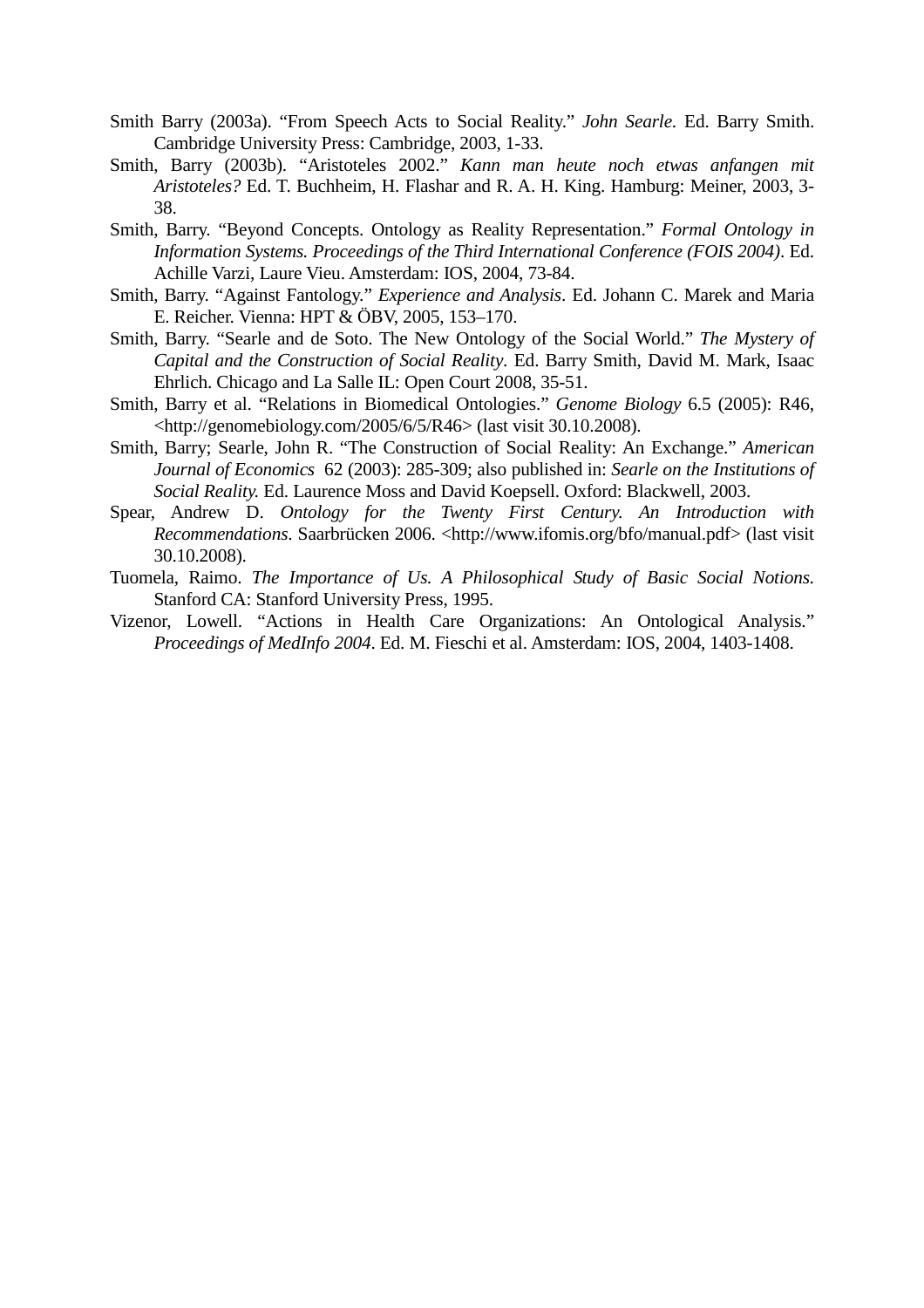Smith Barry (2003a). "From Speech Acts to Social Reality." *John Searle*. Ed. Barry Smith. Cambridge University Press: Cambridge, 2003, 1-33.

Smith, Barry (2003b). "Aristoteles 2002." *Kann man heute noch etwas anfangen mit Aristoteles?* Ed. T. Buchheim, H. Flashar and R. A. H. King. Hamburg: Meiner, 2003, 3-38.

Smith, Barry. "Beyond Concepts. Ontology as Reality Representation." *Formal Ontology in Information Systems. Proceedings of the Third International Conference (FOIS 2004)*. Ed. Achille Varzi, Laure Vieu. Amsterdam: IOS, 2004, 73-84.

Smith, Barry. "Against Fantology." *Experience and Analysis*. Ed. Johann C. Marek and Maria E. Reicher. Vienna: HPT & ÖBV, 2005, 153–170.

Smith, Barry. "Searle and de Soto. The New Ontology of the Social World." *The Mystery of Capital and the Construction of Social Reality*. Ed. Barry Smith, David M. Mark, Isaac Ehrlich. Chicago and La Salle IL: Open Court 2008, 35-51.

Smith, Barry et al. "Relations in Biomedical Ontologies." *Genome Biology* 6.5 (2005): R46, <http://genomebiology.com/2005/6/5/R46> (last visit 30.10.2008).

Smith, Barry; Searle, John R. "The Construction of Social Reality: An Exchange." *American Journal of Economics* 62 (2003): 285-309; also published in: *Searle on the Institutions of Social Reality.* Ed. Laurence Moss and David Koepsell. Oxford: Blackwell, 2003.

Spear, Andrew D. *Ontology for the Twenty First Century. An Introduction with Recommendations*. Saarbrücken 2006. <http://www.ifomis.org/bfo/manual.pdf> (last visit 30.10.2008).

Tuomela, Raimo. *The Importance of Us. A Philosophical Study of Basic Social Notions.* Stanford CA: Stanford University Press, 1995.

Vizenor, Lowell. "Actions in Health Care Organizations: An Ontological Analysis." *Proceedings of MedInfo 2004*. Ed. M. Fieschi et al. Amsterdam: IOS, 2004, 1403-1408.